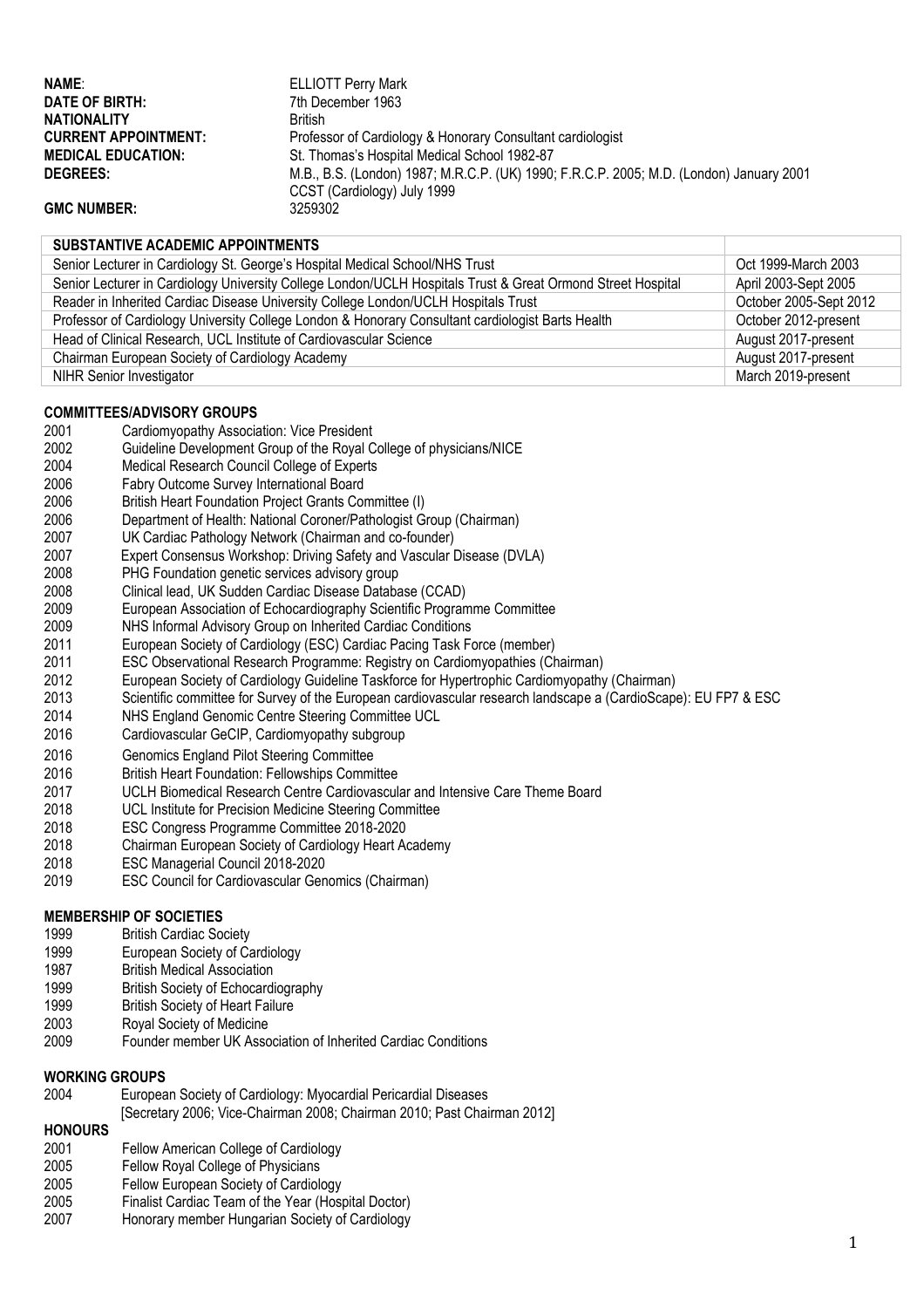**NAME**: ELLIOTT Perry Mark
**DATE OF BIRTH:** 7th December 1963
**NATIONALITY** British
**CURRENT APPOINTMENT:** Professor of Cardiology & Honorary Consultant cardiologist
**MEDICAL EDUCATION:** St. Thomas's Hospital Medical School 1982-87
**DEGREES:** M.B., B.S. (London) 1987; M.R.C.P. (UK) 1990; F.R.C.P. 2005; M.D. (London) January 2001
CCST (Cardiology) July 1999
**GMC NUMBER:** 3259302

| SUBSTANTIVE ACADEMIC APPOINTMENTS | |
|---|---|
| Senior Lecturer in Cardiology St. George's Hospital Medical School/NHS Trust | Oct 1999-March 2003 |
| Senior Lecturer in Cardiology University College London/UCLH Hospitals Trust & Great Ormond Street Hospital | April 2003-Sept 2005 |
| Reader in Inherited Cardiac Disease University College London/UCLH Hospitals Trust | October 2005-Sept 2012 |
| Professor of Cardiology University College London & Honorary Consultant cardiologist Barts Health | October 2012-present |
| Head of Clinical Research, UCL Institute of Cardiovascular Science | August 2017-present |
| Chairman European Society of Cardiology Academy | August 2017-present |
| NIHR Senior Investigator | March 2019-present |

## COMMITTEES/ADVISORY GROUPS

- 2001 Cardiomyopathy Association: Vice President
- 2002 Guideline Development Group of the Royal College of physicians/NICE
- 2004 Medical Research Council College of Experts
- 2006 Fabry Outcome Survey International Board
- 2006 British Heart Foundation Project Grants Committee (I)
- 2006 Department of Health: National Coroner/Pathologist Group (Chairman)
- 2007 UK Cardiac Pathology Network (Chairman and co-founder)
- 2007 Expert Consensus Workshop: Driving Safety and Vascular Disease (DVLA)
- 2008 PHG Foundation genetic services advisory group
- 2008 Clinical lead, UK Sudden Cardiac Disease Database (CCAD)
- 2009 European Association of Echocardiography Scientific Programme Committee
- 2009 NHS Informal Advisory Group on Inherited Cardiac Conditions
- 2011 European Society of Cardiology (ESC) Cardiac Pacing Task Force (member)
- 2011 ESC Observational Research Programme: Registry on Cardiomyopathies (Chairman)
- 2012 European Society of Cardiology Guideline Taskforce for Hypertrophic Cardiomyopathy (Chairman)
- 2013 Scientific committee for Survey of the European cardiovascular research landscape (CardioScape): EU FP7 & ESC
- 2014 NHS England Genomic Centre Steering Committee UCL
- 2016 Cardiovascular GeCIP, Cardiomyopathy subgroup
- 2016 Genomics England Pilot Steering Committee
- 2016 British Heart Foundation: Fellowships Committee
- 2017 UCLH Biomedical Research Centre Cardiovascular and Intensive Care Theme Board
- 2018 UCL Institute for Precision Medicine Steering Committee
- 2018 ESC Congress Programme Committee 2018-2020
- 2018 Chairman European Society of Cardiology Heart Academy
- 2018 ESC Managerial Council 2018-2020
- 2019 ESC Council for Cardiovascular Genomics (Chairman)

## MEMBERSHIP OF SOCIETIES

- 1999 British Cardiac Society
- 1999 European Society of Cardiology
- 1987 British Medical Association
- 1999 British Society of Echocardiography
- 1999 British Society of Heart Failure
- 2003 Royal Society of Medicine
- 2009 Founder member UK Association of Inherited Cardiac Conditions

## WORKING GROUPS

- 2004 European Society of Cardiology: Myocardial Pericardial Diseases
  [Secretary 2006; Vice-Chairman 2008; Chairman 2010; Past Chairman 2012]

## HONOURS

- 2001 Fellow American College of Cardiology
- 2005 Fellow Royal College of Physicians
- 2005 Fellow European Society of Cardiology
- 2005 Finalist Cardiac Team of the Year (Hospital Doctor)
- 2007 Honorary member Hungarian Society of Cardiology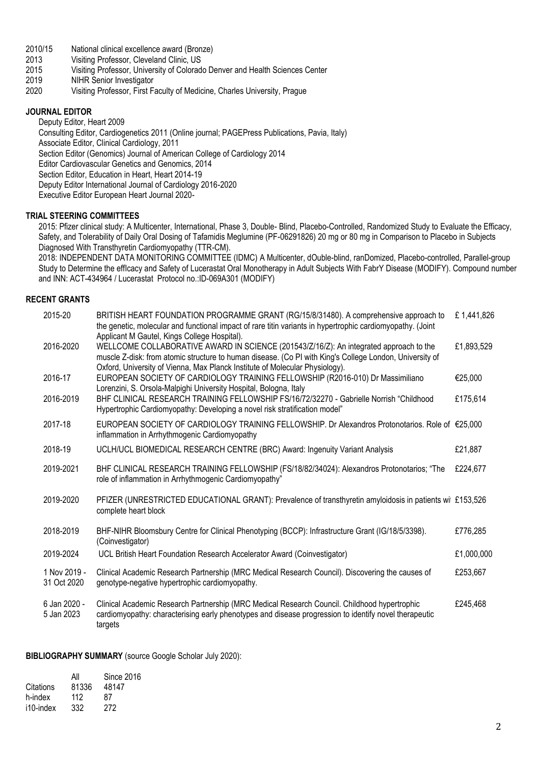| | |
|---|---|
| 2010/15 | National clinical excellence award (Bronze) |
| 2013 | Visiting Professor, Cleveland Clinic, US |
| 2015 | Visiting Professor, University of Colorado Denver and Health Sciences Center |
| 2019 | NIHR Senior Investigator |
| 2020 | Visiting Professor, First Faculty of Medicine, Charles University, Prague |

**JOURNAL EDITOR**

Deputy Editor, Heart 2009
Consulting Editor, Cardiogenetics 2011 (Online journal; PAGEPress Publications, Pavia, Italy)
Associate Editor, Clinical Cardiology, 2011
Section Editor (Genomics) Journal of American College of Cardiology 2014
Editor Cardiovascular Genetics and Genomics, 2014
Section Editor, Education in Heart, Heart 2014-19
Deputy Editor International Journal of Cardiology 2016-2020
Executive Editor European Heart Journal 2020-

**TRIAL STEERING COMMITTEES**

2015: Pfizer clinical study: A Multicenter, International, Phase 3, Double- Blind, Placebo-Controlled, Randomized Study to Evaluate the Efficacy, Safety, and Tolerability of Daily Oral Dosing of Tafamidis Meglumine (PF-06291826) 20 mg or 80 mg in Comparison to Placebo in Subjects Diagnosed With Transthyretin Cardiomyopathy (TTR-CM).

2018: INDEPENDENT DATA MONITORING COMMITTEE (IDMC) A Multicenter, dOuble-blind, ranDomized, placebo-controlled, Parallel-group Study to Determine the efficacy and Safety of Lucerastat Oral Monotherapy in Adult Subjects With FabrY Disease (MODIFY). Compound number and INN: ACT-434964 / Lucerastat Protocol no.:ID-069A301 (MODIFY)

**RECENT GRANTS**

| | | |
|---|---|---|
| 2015-20 | BRITISH HEART FOUNDATION PROGRAMME GRANT (RG/15/8/31480). A comprehensive approach to the genetic, molecular and functional impact of rare titin variants in hypertrophic cardiomyopathy. (Joint Applicant M Gautel, Kings College Hospital). | £ 1,441,826 |
| 2016-2020 | WELLCOME COLLABORATIVE AWARD IN SCIENCE (201543/Z/16/Z): An integrated approach to the muscle Z-disk: from atomic structure to human disease. (Co PI with King's College London, University of Oxford, University of Vienna, Max Planck Institute of Molecular Physiology). | £1,893,529 |
| 2016-17 | EUROPEAN SOCIETY OF CARDIOLOGY TRAINING FELLOWSHIP (R2016-010) Dr Massimiliano Lorenzini, S. Orsola-Malpighi University Hospital, Bologna, Italy | €25,000 |
| 2016-2019 | BHF CLINICAL RESEARCH TRAINING FELLOWSHIP FS/16/72/32270 - Gabrielle Norrish "Childhood Hypertrophic Cardiomyopathy: Developing a novel risk stratification model" | £175,614 |
| 2017-18 | EUROPEAN SOCIETY OF CARDIOLOGY TRAINING FELLOWSHIP. Dr Alexandros Protonotarios. Role of inflammation in Arrhythmogenic Cardiomyopathy | €25,000 |
| 2018-19 | UCLH/UCL BIOMEDICAL RESEARCH CENTRE (BRC) Award: Ingenuity Variant Analysis | £21,887 |
| 2019-2021 | BHF CLINICAL RESEARCH TRAINING FELLOWSHIP (FS/18/82/34024): Alexandros Protonotarios; "The role of inflammation in Arrhythmogenic Cardiomyopathy" | £224,677 |
| 2019-2020 | PFIZER (UNRESTRICTED EDUCATIONAL GRANT): Prevalence of transthyretin amyloidosis in patients wi complete heart block | £153,526 |
| 2018-2019 | BHF-NIHR Bloomsbury Centre for Clinical Phenotyping (BCCP): Infrastructure Grant (IG/18/5/3398). (Coinvestigator) | £776,285 |
| 2019-2024 | UCL British Heart Foundation Research Accelerator Award (Coinvestigator) | £1,000,000 |
| 1 Nov 2019 - 31 Oct 2020 | Clinical Academic Research Partnership (MRC Medical Research Council). Discovering the causes of genotype-negative hypertrophic cardiomyopathy. | £253,667 |
| 6 Jan 2020 - 5 Jan 2023 | Clinical Academic Research Partnership (MRC Medical Research Council. Childhood hypertrophic cardiomyopathy: characterising early phenotypes and disease progression to identify novel therapeutic targets | £245,468 |

**BIBLIOGRAPHY SUMMARY** (source Google Scholar July 2020):

| | All | Since 2016 |
|---|---|---|
| Citations | 81336 | 48147 |
| h-index | 112 | 87 |
| i10-index | 332 | 272 |